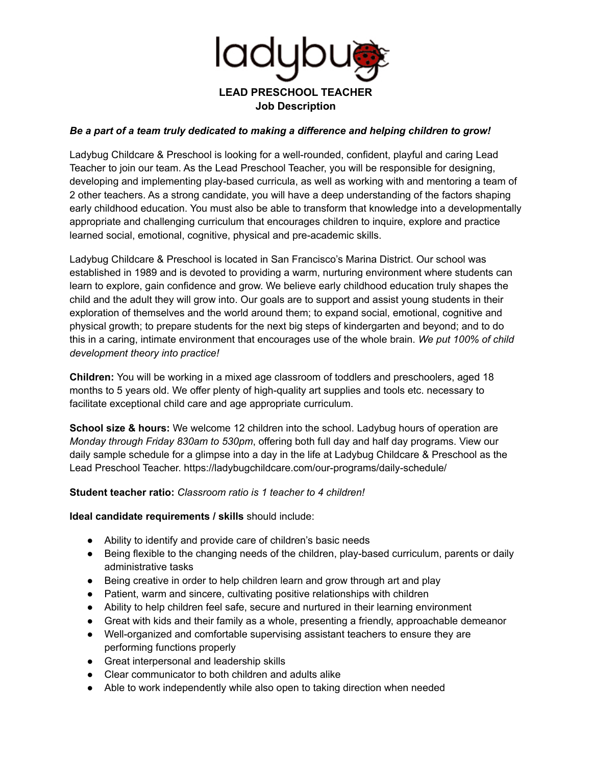ladybug

# LEAD PRESCHOOL TEACHER
## Job Description

***Be a part of a team truly dedicated to making a difference and helping children to grow!***

Ladybug Childcare & Preschool is looking for a well-rounded, confident, playful and caring Lead Teacher to join our team. As the Lead Preschool Teacher, you will be responsible for designing, developing and implementing play-based curricula, as well as working with and mentoring a team of 2 other teachers. As a strong candidate, you will have a deep understanding of the factors shaping early childhood education. You must also be able to transform that knowledge into a developmentally appropriate and challenging curriculum that encourages children to inquire, explore and practice learned social, emotional, cognitive, physical and pre-academic skills.

Ladybug Childcare & Preschool is located in San Francisco's Marina District. Our school was established in 1989 and is devoted to providing a warm, nurturing environment where students can learn to explore, gain confidence and grow. We believe early childhood education truly shapes the child and the adult they will grow into. Our goals are to support and assist young students in their exploration of themselves and the world around them; to expand social, emotional, cognitive and physical growth; to prepare students for the next big steps of kindergarten and beyond; and to do this in a caring, intimate environment that encourages use of the whole brain. *We put 100% of child development theory into practice!*

**Children:** You will be working in a mixed age classroom of toddlers and preschoolers, aged 18 months to 5 years old. We offer plenty of high-quality art supplies and tools etc. necessary to facilitate exceptional child care and age appropriate curriculum.

**School size & hours:** We welcome 12 children into the school. Ladybug hours of operation are *Monday through Friday 830am to 530pm*, offering both full day and half day programs. View our daily sample schedule for a glimpse into a day in the life at Ladybug Childcare & Preschool as the Lead Preschool Teacher. https://ladybugchildcare.com/our-programs/daily-schedule/

**Student teacher ratio:** *Classroom ratio is 1 teacher to 4 children!*

**Ideal candidate requirements / skills** should include:

- Ability to identify and provide care of children's basic needs
- Being flexible to the changing needs of the children, play-based curriculum, parents or daily administrative tasks
- Being creative in order to help children learn and grow through art and play
- Patient, warm and sincere, cultivating positive relationships with children
- Ability to help children feel safe, secure and nurtured in their learning environment
- Great with kids and their family as a whole, presenting a friendly, approachable demeanor
- Well-organized and comfortable supervising assistant teachers to ensure they are performing functions properly
- Great interpersonal and leadership skills
- Clear communicator to both children and adults alike
- Able to work independently while also open to taking direction when needed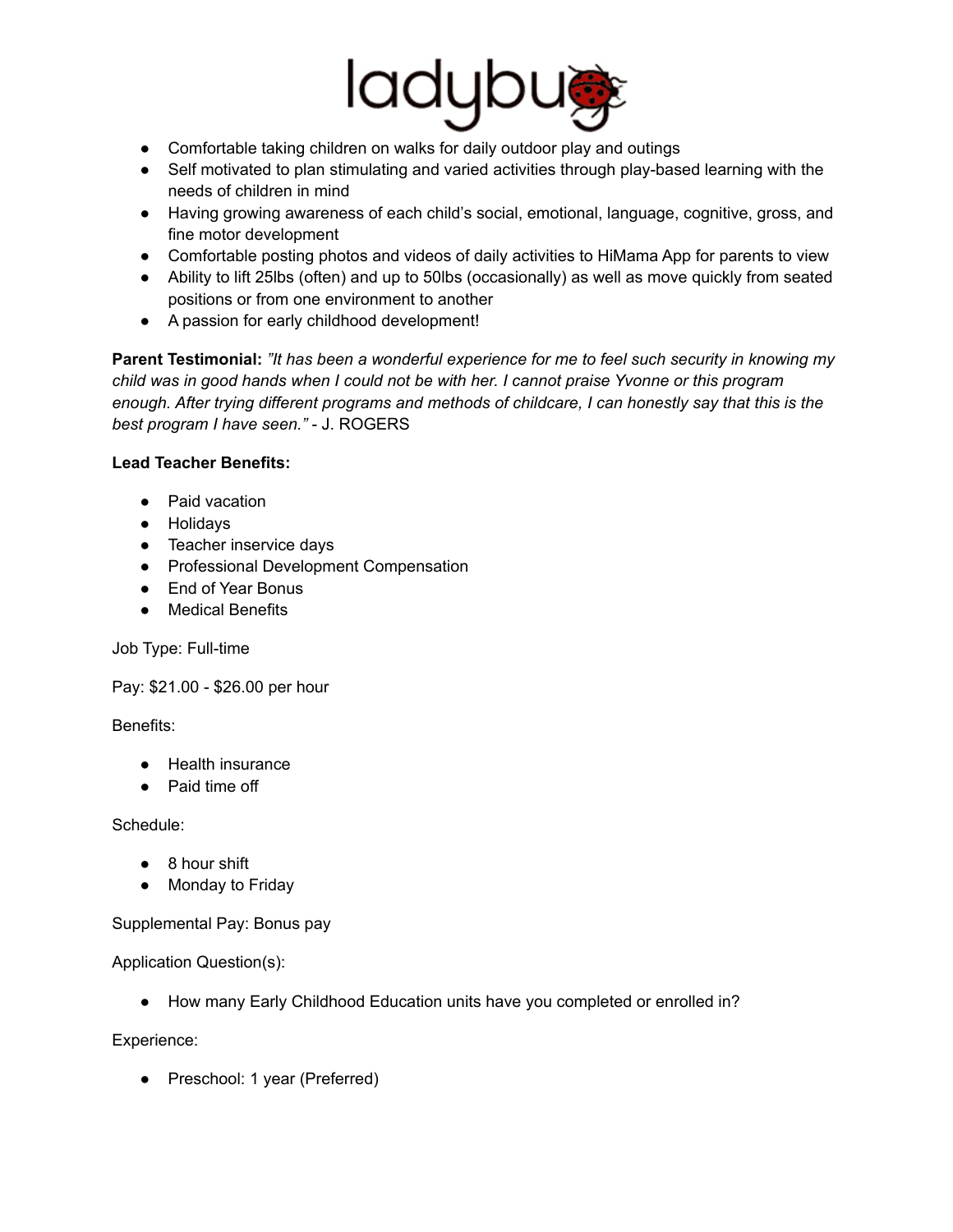- Comfortable taking children on walks for daily outdoor play and outings
- Self motivated to plan stimulating and varied activities through play-based learning with the needs of children in mind
- Having growing awareness of each child's social, emotional, language, cognitive, gross, and fine motor development
- Comfortable posting photos and videos of daily activities to HiMama App for parents to view
- Ability to lift 25lbs (often) and up to 50lbs (occasionally) as well as move quickly from seated positions or from one environment to another
- A passion for early childhood development!

**Parent Testimonial:** *"It has been a wonderful experience for me to feel such security in knowing my child was in good hands when I could not be with her. I cannot praise Yvonne or this program enough. After trying different programs and methods of childcare, I can honestly say that this is the best program I have seen."* - J. ROGERS

**Lead Teacher Benefits:**

- Paid vacation
- Holidays
- Teacher inservice days
- Professional Development Compensation
- End of Year Bonus
- Medical Benefits

Job Type: Full-time

Pay: $21.00 - $26.00 per hour

Benefits:

- Health insurance
- Paid time off

Schedule:

- 8 hour shift
- Monday to Friday

Supplemental Pay: Bonus pay

Application Question(s):

- How many Early Childhood Education units have you completed or enrolled in?

Experience:

- Preschool: 1 year (Preferred)